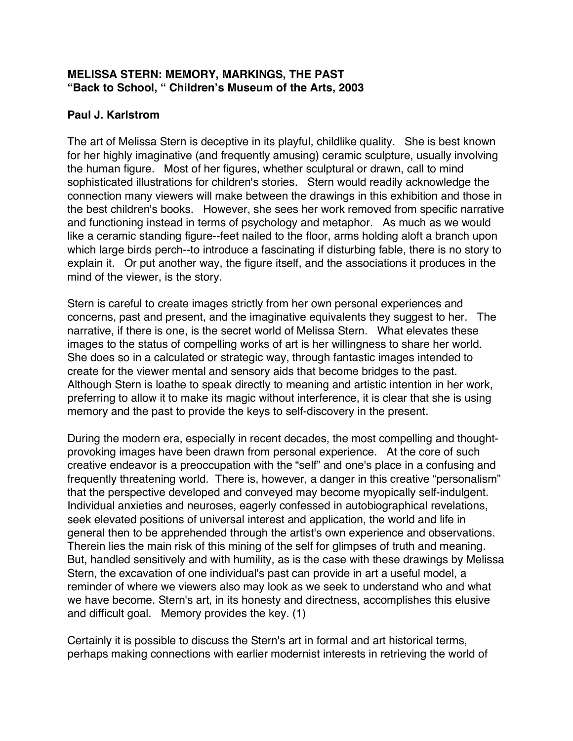**MELISSA STERN: MEMORY, MARKINGS, THE PAST**
**"Back to School, " Children's Museum of the Arts, 2003**

**Paul J. Karlstrom**

The art of Melissa Stern is deceptive in its playful, childlike quality. She is best known for her highly imaginative (and frequently amusing) ceramic sculpture, usually involving the human figure. Most of her figures, whether sculptural or drawn, call to mind sophisticated illustrations for children's stories. Stern would readily acknowledge the connection many viewers will make between the drawings in this exhibition and those in the best children's books. However, she sees her work removed from specific narrative and functioning instead in terms of psychology and metaphor. As much as we would like a ceramic standing figure--feet nailed to the floor, arms holding aloft a branch upon which large birds perch--to introduce a fascinating if disturbing fable, there is no story to explain it. Or put another way, the figure itself, and the associations it produces in the mind of the viewer, is the story.

Stern is careful to create images strictly from her own personal experiences and concerns, past and present, and the imaginative equivalents they suggest to her. The narrative, if there is one, is the secret world of Melissa Stern. What elevates these images to the status of compelling works of art is her willingness to share her world. She does so in a calculated or strategic way, through fantastic images intended to create for the viewer mental and sensory aids that become bridges to the past. Although Stern is loathe to speak directly to meaning and artistic intention in her work, preferring to allow it to make its magic without interference, it is clear that she is using memory and the past to provide the keys to self-discovery in the present.

During the modern era, especially in recent decades, the most compelling and thought-provoking images have been drawn from personal experience. At the core of such creative endeavor is a preoccupation with the "self" and one's place in a confusing and frequently threatening world. There is, however, a danger in this creative "personalism" that the perspective developed and conveyed may become myopically self-indulgent. Individual anxieties and neuroses, eagerly confessed in autobiographical revelations, seek elevated positions of universal interest and application, the world and life in general then to be apprehended through the artist's own experience and observations. Therein lies the main risk of this mining of the self for glimpses of truth and meaning. But, handled sensitively and with humility, as is the case with these drawings by Melissa Stern, the excavation of one individual's past can provide in art a useful model, a reminder of where we viewers also may look as we seek to understand who and what we have become. Stern's art, in its honesty and directness, accomplishes this elusive and difficult goal. Memory provides the key. (1)

Certainly it is possible to discuss the Stern's art in formal and art historical terms, perhaps making connections with earlier modernist interests in retrieving the world of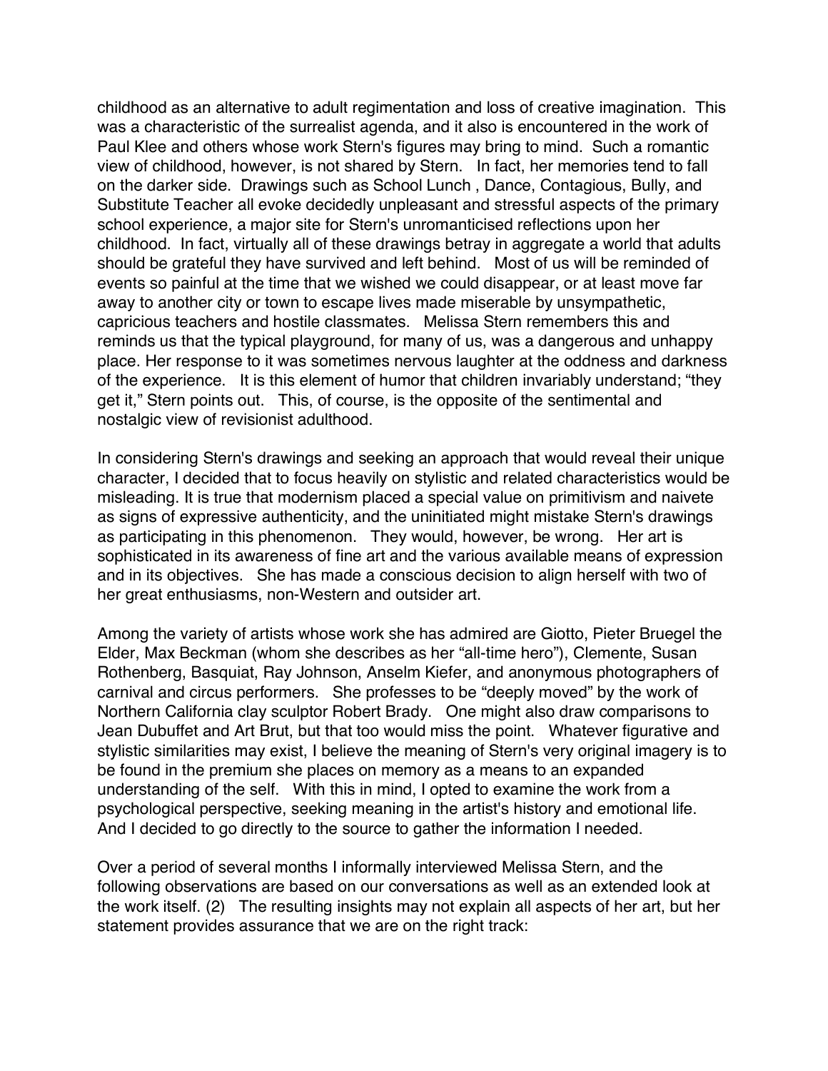childhood as an alternative to adult regimentation and loss of creative imagination. This was a characteristic of the surrealist agenda, and it also is encountered in the work of Paul Klee and others whose work Stern's figures may bring to mind. Such a romantic view of childhood, however, is not shared by Stern. In fact, her memories tend to fall on the darker side. Drawings such as School Lunch , Dance, Contagious, Bully, and Substitute Teacher all evoke decidedly unpleasant and stressful aspects of the primary school experience, a major site for Stern's unromanticised reflections upon her childhood. In fact, virtually all of these drawings betray in aggregate a world that adults should be grateful they have survived and left behind. Most of us will be reminded of events so painful at the time that we wished we could disappear, or at least move far away to another city or town to escape lives made miserable by unsympathetic, capricious teachers and hostile classmates. Melissa Stern remembers this and reminds us that the typical playground, for many of us, was a dangerous and unhappy place. Her response to it was sometimes nervous laughter at the oddness and darkness of the experience. It is this element of humor that children invariably understand; "they get it," Stern points out. This, of course, is the opposite of the sentimental and nostalgic view of revisionist adulthood.

In considering Stern's drawings and seeking an approach that would reveal their unique character, I decided that to focus heavily on stylistic and related characteristics would be misleading. It is true that modernism placed a special value on primitivism and naivete as signs of expressive authenticity, and the uninitiated might mistake Stern's drawings as participating in this phenomenon. They would, however, be wrong. Her art is sophisticated in its awareness of fine art and the various available means of expression and in its objectives. She has made a conscious decision to align herself with two of her great enthusiasms, non-Western and outsider art.

Among the variety of artists whose work she has admired are Giotto, Pieter Bruegel the Elder, Max Beckman (whom she describes as her "all-time hero"), Clemente, Susan Rothenberg, Basquiat, Ray Johnson, Anselm Kiefer, and anonymous photographers of carnival and circus performers. She professes to be "deeply moved" by the work of Northern California clay sculptor Robert Brady. One might also draw comparisons to Jean Dubuffet and Art Brut, but that too would miss the point. Whatever figurative and stylistic similarities may exist, I believe the meaning of Stern's very original imagery is to be found in the premium she places on memory as a means to an expanded understanding of the self. With this in mind, I opted to examine the work from a psychological perspective, seeking meaning in the artist's history and emotional life. And I decided to go directly to the source to gather the information I needed.

Over a period of several months I informally interviewed Melissa Stern, and the following observations are based on our conversations as well as an extended look at the work itself. (2) The resulting insights may not explain all aspects of her art, but her statement provides assurance that we are on the right track: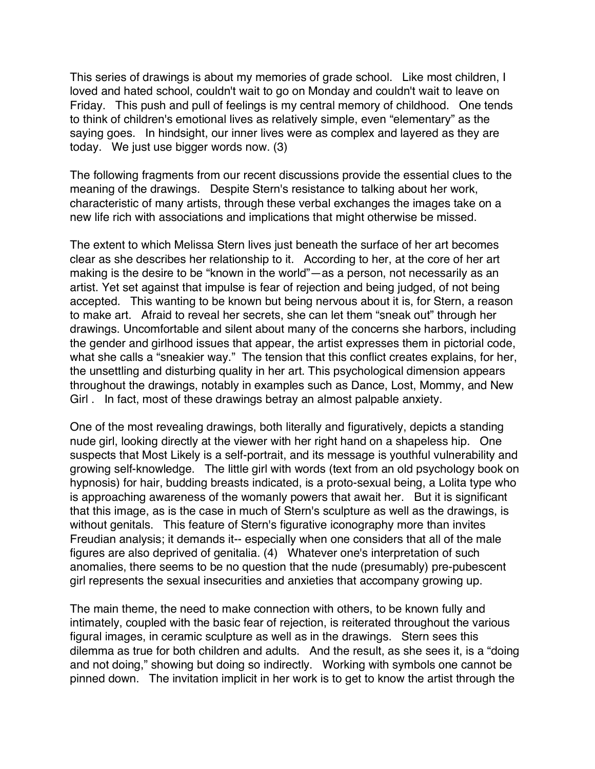This series of drawings is about my memories of grade school. Like most children, I loved and hated school, couldn't wait to go on Monday and couldn't wait to leave on Friday. This push and pull of feelings is my central memory of childhood. One tends to think of children's emotional lives as relatively simple, even "elementary" as the saying goes. In hindsight, our inner lives were as complex and layered as they are today. We just use bigger words now. (3)

The following fragments from our recent discussions provide the essential clues to the meaning of the drawings. Despite Stern's resistance to talking about her work, characteristic of many artists, through these verbal exchanges the images take on a new life rich with associations and implications that might otherwise be missed.

The extent to which Melissa Stern lives just beneath the surface of her art becomes clear as she describes her relationship to it. According to her, at the core of her art making is the desire to be "known in the world"—as a person, not necessarily as an artist. Yet set against that impulse is fear of rejection and being judged, of not being accepted. This wanting to be known but being nervous about it is, for Stern, a reason to make art. Afraid to reveal her secrets, she can let them "sneak out" through her drawings. Uncomfortable and silent about many of the concerns she harbors, including the gender and girlhood issues that appear, the artist expresses them in pictorial code, what she calls a "sneakier way." The tension that this conflict creates explains, for her, the unsettling and disturbing quality in her art. This psychological dimension appears throughout the drawings, notably in examples such as Dance, Lost, Mommy, and New Girl . In fact, most of these drawings betray an almost palpable anxiety.

One of the most revealing drawings, both literally and figuratively, depicts a standing nude girl, looking directly at the viewer with her right hand on a shapeless hip. One suspects that Most Likely is a self-portrait, and its message is youthful vulnerability and growing self-knowledge. The little girl with words (text from an old psychology book on hypnosis) for hair, budding breasts indicated, is a proto-sexual being, a Lolita type who is approaching awareness of the womanly powers that await her. But it is significant that this image, as is the case in much of Stern's sculpture as well as the drawings, is without genitals. This feature of Stern's figurative iconography more than invites Freudian analysis; it demands it-- especially when one considers that all of the male figures are also deprived of genitalia. (4) Whatever one's interpretation of such anomalies, there seems to be no question that the nude (presumably) pre-pubescent girl represents the sexual insecurities and anxieties that accompany growing up.

The main theme, the need to make connection with others, to be known fully and intimately, coupled with the basic fear of rejection, is reiterated throughout the various figural images, in ceramic sculpture as well as in the drawings. Stern sees this dilemma as true for both children and adults. And the result, as she sees it, is a "doing and not doing," showing but doing so indirectly. Working with symbols one cannot be pinned down. The invitation implicit in her work is to get to know the artist through the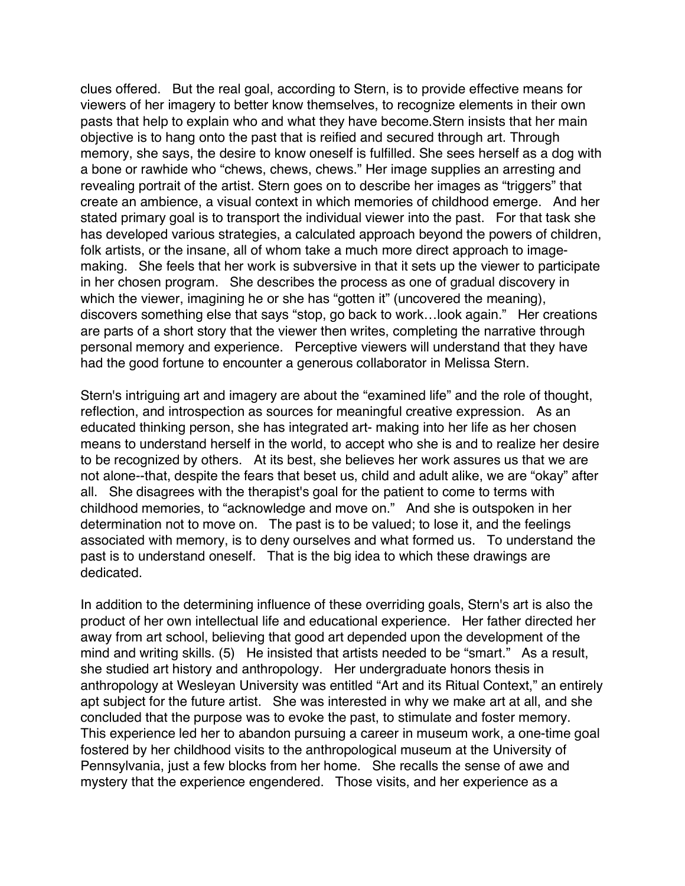clues offered. But the real goal, according to Stern, is to provide effective means for viewers of her imagery to better know themselves, to recognize elements in their own pasts that help to explain who and what they have become.Stern insists that her main objective is to hang onto the past that is reified and secured through art. Through memory, she says, the desire to know oneself is fulfilled. She sees herself as a dog with a bone or rawhide who "chews, chews, chews." Her image supplies an arresting and revealing portrait of the artist. Stern goes on to describe her images as "triggers" that create an ambience, a visual context in which memories of childhood emerge. And her stated primary goal is to transport the individual viewer into the past. For that task she has developed various strategies, a calculated approach beyond the powers of children, folk artists, or the insane, all of whom take a much more direct approach to image-making. She feels that her work is subversive in that it sets up the viewer to participate in her chosen program. She describes the process as one of gradual discovery in which the viewer, imagining he or she has "gotten it" (uncovered the meaning), discovers something else that says "stop, go back to work…look again." Her creations are parts of a short story that the viewer then writes, completing the narrative through personal memory and experience. Perceptive viewers will understand that they have had the good fortune to encounter a generous collaborator in Melissa Stern.

Stern's intriguing art and imagery are about the "examined life" and the role of thought, reflection, and introspection as sources for meaningful creative expression. As an educated thinking person, she has integrated art- making into her life as her chosen means to understand herself in the world, to accept who she is and to realize her desire to be recognized by others. At its best, she believes her work assures us that we are not alone--that, despite the fears that beset us, child and adult alike, we are "okay" after all. She disagrees with the therapist's goal for the patient to come to terms with childhood memories, to "acknowledge and move on." And she is outspoken in her determination not to move on. The past is to be valued; to lose it, and the feelings associated with memory, is to deny ourselves and what formed us. To understand the past is to understand oneself. That is the big idea to which these drawings are dedicated.

In addition to the determining influence of these overriding goals, Stern's art is also the product of her own intellectual life and educational experience. Her father directed her away from art school, believing that good art depended upon the development of the mind and writing skills. (5) He insisted that artists needed to be "smart." As a result, she studied art history and anthropology. Her undergraduate honors thesis in anthropology at Wesleyan University was entitled "Art and its Ritual Context," an entirely apt subject for the future artist. She was interested in why we make art at all, and she concluded that the purpose was to evoke the past, to stimulate and foster memory. This experience led her to abandon pursuing a career in museum work, a one-time goal fostered by her childhood visits to the anthropological museum at the University of Pennsylvania, just a few blocks from her home. She recalls the sense of awe and mystery that the experience engendered. Those visits, and her experience as a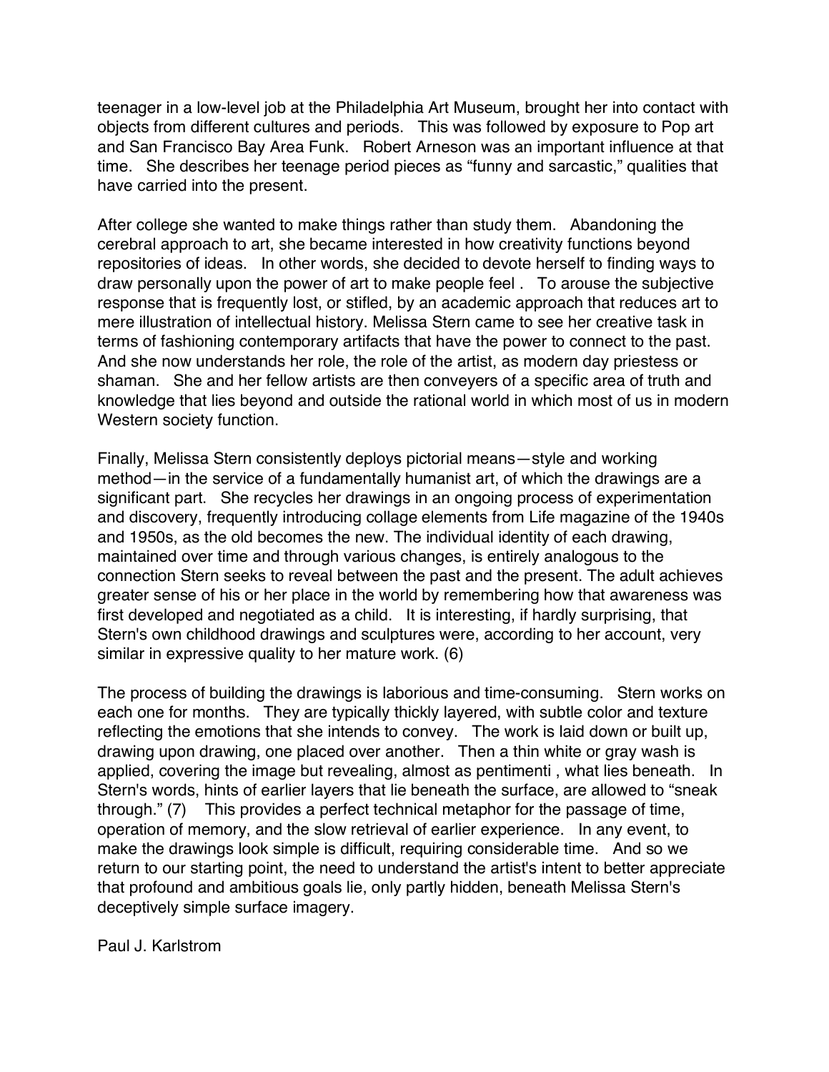teenager in a low-level job at the Philadelphia Art Museum, brought her into contact with objects from different cultures and periods. This was followed by exposure to Pop art and San Francisco Bay Area Funk. Robert Arneson was an important influence at that time. She describes her teenage period pieces as "funny and sarcastic," qualities that have carried into the present.

After college she wanted to make things rather than study them. Abandoning the cerebral approach to art, she became interested in how creativity functions beyond repositories of ideas. In other words, she decided to devote herself to finding ways to draw personally upon the power of art to make people feel . To arouse the subjective response that is frequently lost, or stifled, by an academic approach that reduces art to mere illustration of intellectual history. Melissa Stern came to see her creative task in terms of fashioning contemporary artifacts that have the power to connect to the past. And she now understands her role, the role of the artist, as modern day priestess or shaman. She and her fellow artists are then conveyers of a specific area of truth and knowledge that lies beyond and outside the rational world in which most of us in modern Western society function.

Finally, Melissa Stern consistently deploys pictorial means—style and working method—in the service of a fundamentally humanist art, of which the drawings are a significant part. She recycles her drawings in an ongoing process of experimentation and discovery, frequently introducing collage elements from Life magazine of the 1940s and 1950s, as the old becomes the new. The individual identity of each drawing, maintained over time and through various changes, is entirely analogous to the connection Stern seeks to reveal between the past and the present. The adult achieves greater sense of his or her place in the world by remembering how that awareness was first developed and negotiated as a child. It is interesting, if hardly surprising, that Stern's own childhood drawings and sculptures were, according to her account, very similar in expressive quality to her mature work. (6)

The process of building the drawings is laborious and time-consuming. Stern works on each one for months. They are typically thickly layered, with subtle color and texture reflecting the emotions that she intends to convey. The work is laid down or built up, drawing upon drawing, one placed over another. Then a thin white or gray wash is applied, covering the image but revealing, almost as pentimenti , what lies beneath. In Stern's words, hints of earlier layers that lie beneath the surface, are allowed to "sneak through." (7) This provides a perfect technical metaphor for the passage of time, operation of memory, and the slow retrieval of earlier experience. In any event, to make the drawings look simple is difficult, requiring considerable time. And so we return to our starting point, the need to understand the artist's intent to better appreciate that profound and ambitious goals lie, only partly hidden, beneath Melissa Stern's deceptively simple surface imagery.

Paul J. Karlstrom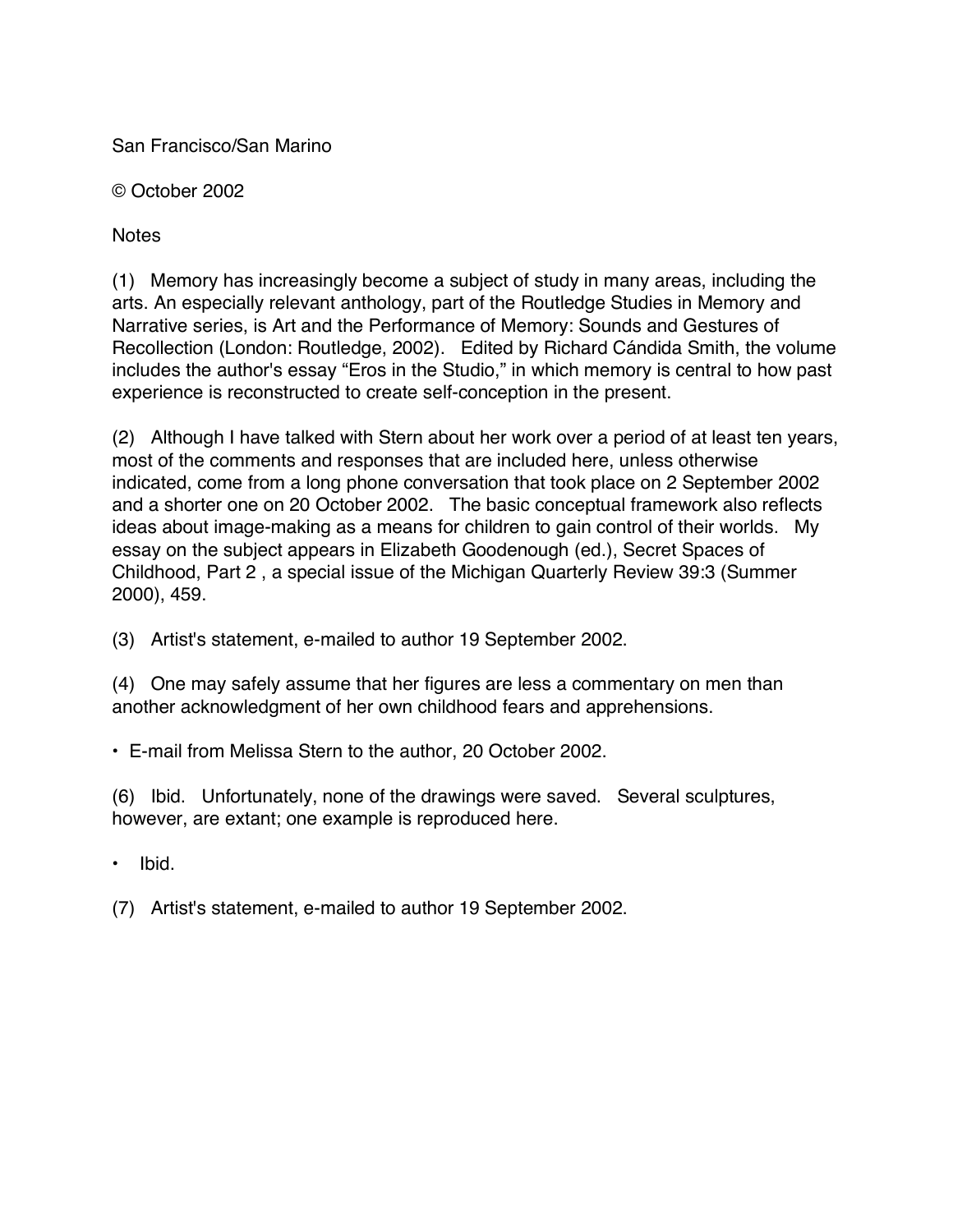San Francisco/San Marino

© October 2002

Notes

(1) Memory has increasingly become a subject of study in many areas, including the arts. An especially relevant anthology, part of the Routledge Studies in Memory and Narrative series, is Art and the Performance of Memory: Sounds and Gestures of Recollection (London: Routledge, 2002). Edited by Richard Cándida Smith, the volume includes the author's essay "Eros in the Studio," in which memory is central to how past experience is reconstructed to create self-conception in the present.

(2) Although I have talked with Stern about her work over a period of at least ten years, most of the comments and responses that are included here, unless otherwise indicated, come from a long phone conversation that took place on 2 September 2002 and a shorter one on 20 October 2002. The basic conceptual framework also reflects ideas about image-making as a means for children to gain control of their worlds. My essay on the subject appears in Elizabeth Goodenough (ed.), Secret Spaces of Childhood, Part 2 , a special issue of the Michigan Quarterly Review 39:3 (Summer 2000), 459.

(3) Artist's statement, e-mailed to author 19 September 2002.

(4) One may safely assume that her figures are less a commentary on men than another acknowledgment of her own childhood fears and apprehensions.

- E-mail from Melissa Stern to the author, 20 October 2002.

(6) Ibid. Unfortunately, none of the drawings were saved. Several sculptures, however, are extant; one example is reproduced here.

- Ibid.

(7) Artist's statement, e-mailed to author 19 September 2002.